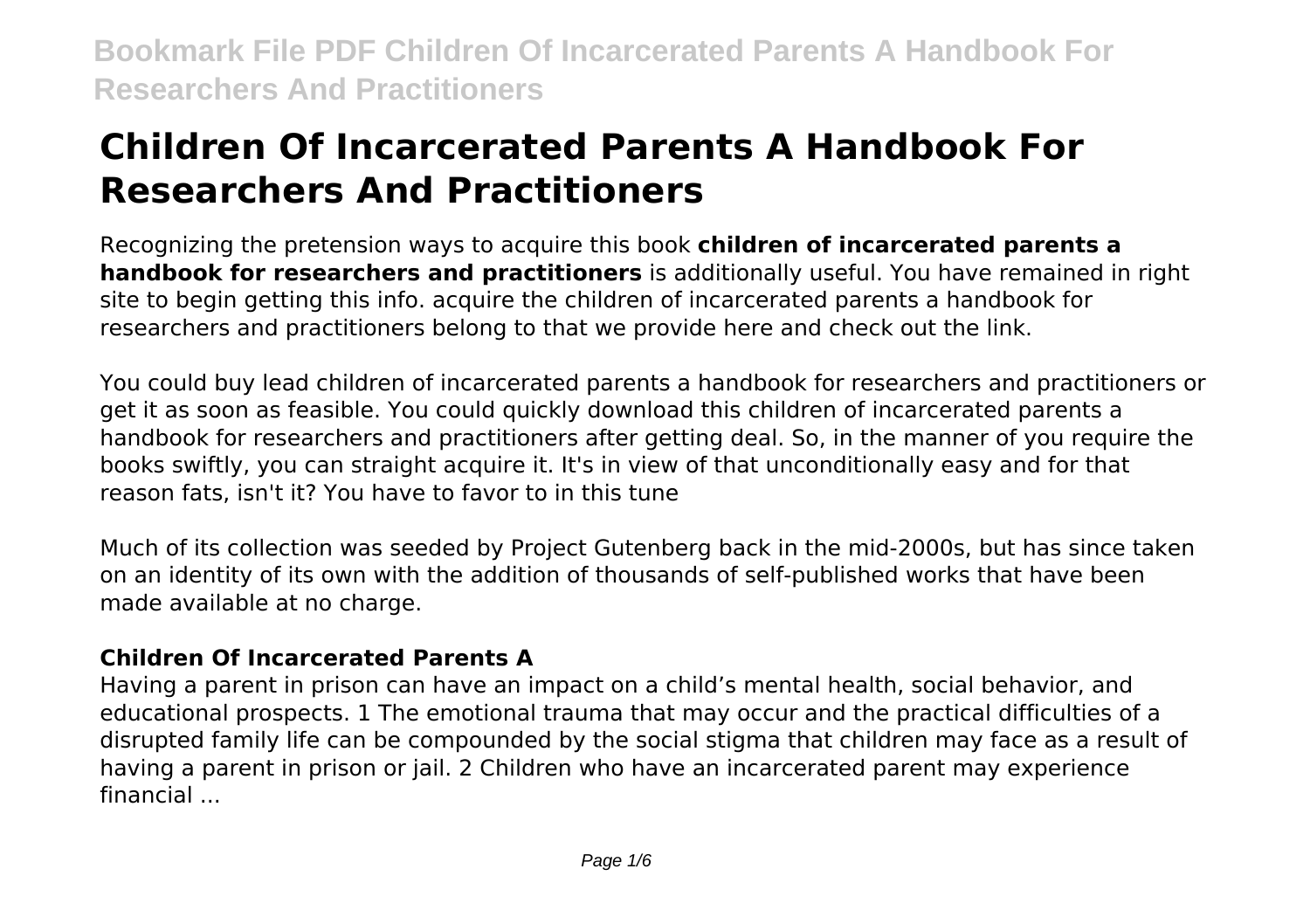# Children Of Incarcerated Parents A Handbook For Researchers And Practitioners

Recognizing the pretension ways to acquire this book **children of incarcerated parents a handbook for researchers and practitioners** is additionally useful. You have remained in right site to begin getting this info. acquire the children of incarcerated parents a handbook for researchers and practitioners belong to that we provide here and check out the link.

You could buy lead children of incarcerated parents a handbook for researchers and practitioners or get it as soon as feasible. You could quickly download this children of incarcerated parents a handbook for researchers and practitioners after getting deal. So, in the manner of you require the books swiftly, you can straight acquire it. It's in view of that unconditionally easy and for that reason fats, isn't it? You have to favor to in this tune

Much of its collection was seeded by Project Gutenberg back in the mid-2000s, but has since taken on an identity of its own with the addition of thousands of self-published works that have been made available at no charge.

## Children Of Incarcerated Parents A

Having a parent in prison can have an impact on a child's mental health, social behavior, and educational prospects. 1 The emotional trauma that may occur and the practical difficulties of a disrupted family life can be compounded by the social stigma that children may face as a result of having a parent in prison or jail. 2 Children who have an incarcerated parent may experience financial ...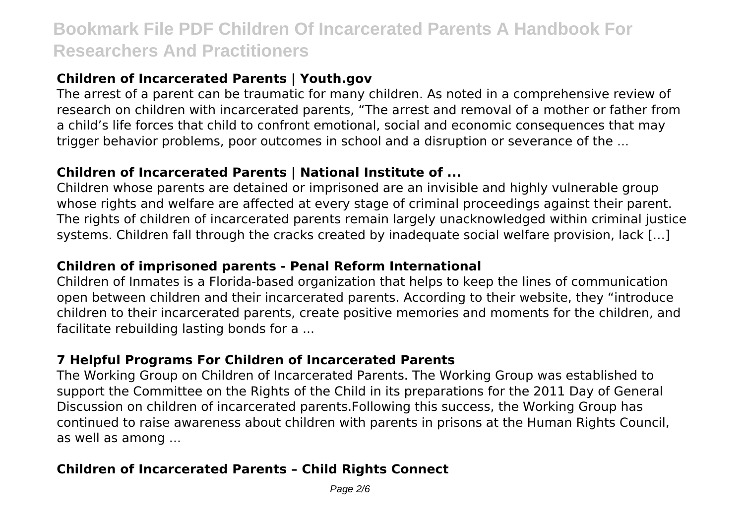### Children of Incarcerated Parents | Youth.gov

The arrest of a parent can be traumatic for many children. As noted in a comprehensive review of research on children with incarcerated parents, "The arrest and removal of a mother or father from a child's life forces that child to confront emotional, social and economic consequences that may trigger behavior problems, poor outcomes in school and a disruption or severance of the ...

### Children of Incarcerated Parents | National Institute of ...

Children whose parents are detained or imprisoned are an invisible and highly vulnerable group whose rights and welfare are affected at every stage of criminal proceedings against their parent. The rights of children of incarcerated parents remain largely unacknowledged within criminal justice systems. Children fall through the cracks created by inadequate social welfare provision, lack […]

### Children of imprisoned parents - Penal Reform International

Children of Inmates is a Florida-based organization that helps to keep the lines of communication open between children and their incarcerated parents. According to their website, they "introduce children to their incarcerated parents, create positive memories and moments for the children, and facilitate rebuilding lasting bonds for a ...

### 7 Helpful Programs For Children of Incarcerated Parents

The Working Group on Children of Incarcerated Parents. The Working Group was established to support the Committee on the Rights of the Child in its preparations for the 2011 Day of General Discussion on children of incarcerated parents.Following this success, the Working Group has continued to raise awareness about children with parents in prisons at the Human Rights Council, as well as among ...

### Children of Incarcerated Parents – Child Rights Connect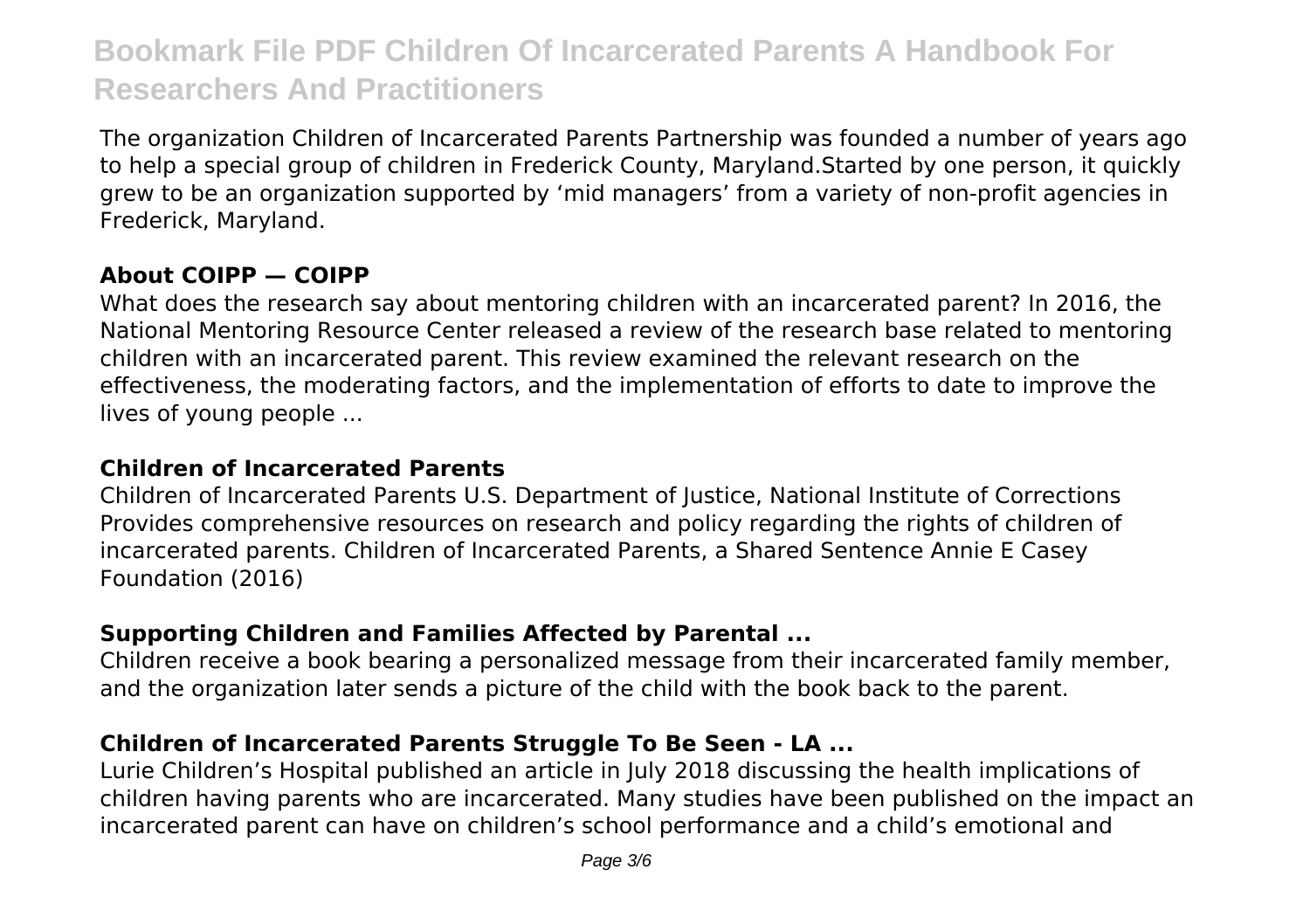The organization Children of Incarcerated Parents Partnership was founded a number of years ago to help a special group of children in Frederick County, Maryland.Started by one person, it quickly grew to be an organization supported by 'mid managers' from a variety of non-profit agencies in Frederick, Maryland.

### About COIPP — COIPP

What does the research say about mentoring children with an incarcerated parent? In 2016, the National Mentoring Resource Center released a review of the research base related to mentoring children with an incarcerated parent. This review examined the relevant research on the effectiveness, the moderating factors, and the implementation of efforts to date to improve the lives of young people ...

### Children of Incarcerated Parents

Children of Incarcerated Parents U.S. Department of Justice, National Institute of Corrections Provides comprehensive resources on research and policy regarding the rights of children of incarcerated parents. Children of Incarcerated Parents, a Shared Sentence Annie E Casey Foundation (2016)

### Supporting Children and Families Affected by Parental ...

Children receive a book bearing a personalized message from their incarcerated family member, and the organization later sends a picture of the child with the book back to the parent.

### Children of Incarcerated Parents Struggle To Be Seen - LA ...

Lurie Children's Hospital published an article in July 2018 discussing the health implications of children having parents who are incarcerated. Many studies have been published on the impact an incarcerated parent can have on children's school performance and a child's emotional and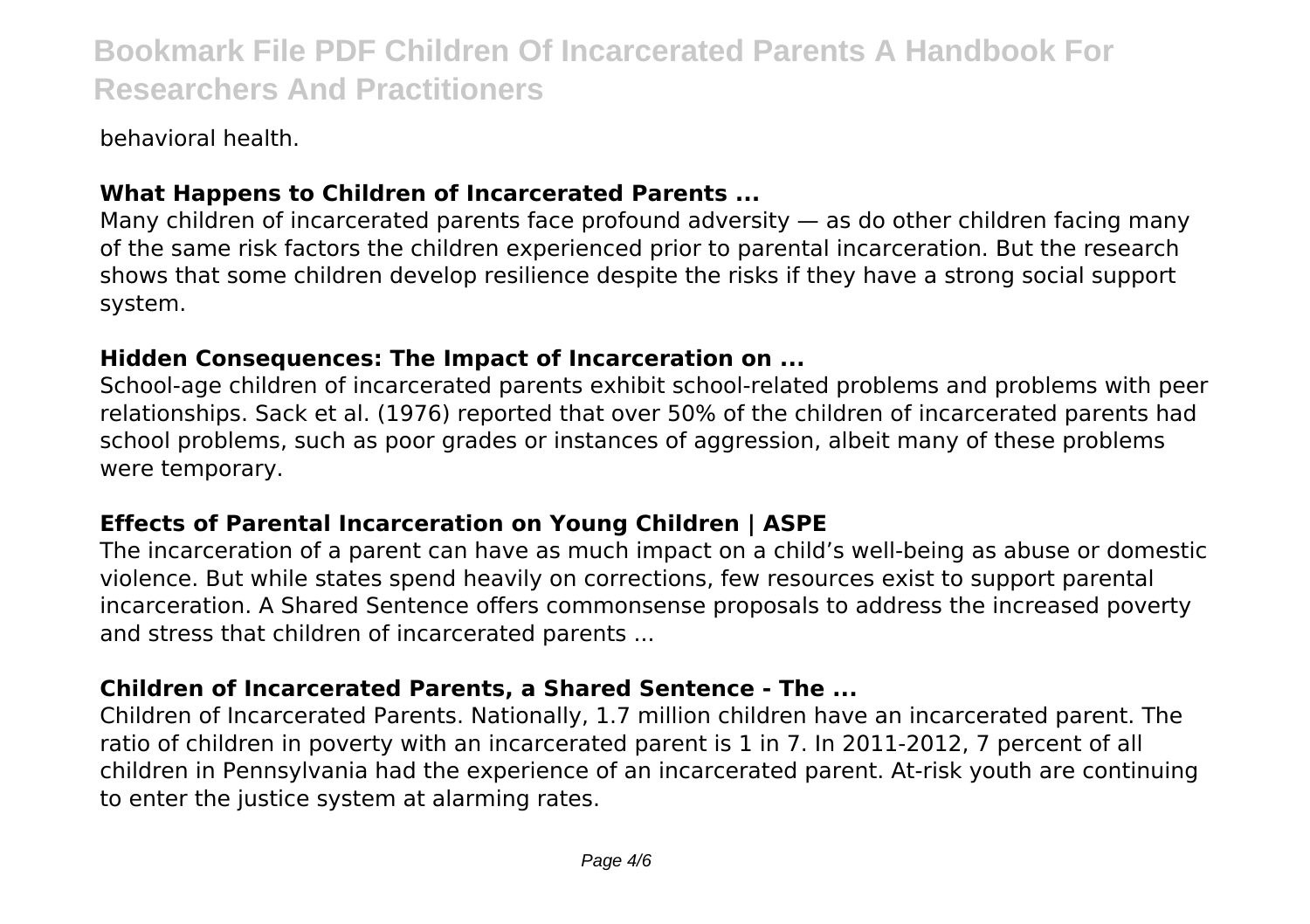behavioral health.

### What Happens to Children of Incarcerated Parents ...

Many children of incarcerated parents face profound adversity — as do other children facing many of the same risk factors the children experienced prior to parental incarceration. But the research shows that some children develop resilience despite the risks if they have a strong social support system.

### Hidden Consequences: The Impact of Incarceration on ...

School-age children of incarcerated parents exhibit school-related problems and problems with peer relationships. Sack et al. (1976) reported that over 50% of the children of incarcerated parents had school problems, such as poor grades or instances of aggression, albeit many of these problems were temporary.

### Effects of Parental Incarceration on Young Children | ASPE

The incarceration of a parent can have as much impact on a child's well-being as abuse or domestic violence. But while states spend heavily on corrections, few resources exist to support parental incarceration. A Shared Sentence offers commonsense proposals to address the increased poverty and stress that children of incarcerated parents ...

### Children of Incarcerated Parents, a Shared Sentence - The ...

Children of Incarcerated Parents. Nationally, 1.7 million children have an incarcerated parent. The ratio of children in poverty with an incarcerated parent is 1 in 7. In 2011-2012, 7 percent of all children in Pennsylvania had the experience of an incarcerated parent. At-risk youth are continuing to enter the justice system at alarming rates.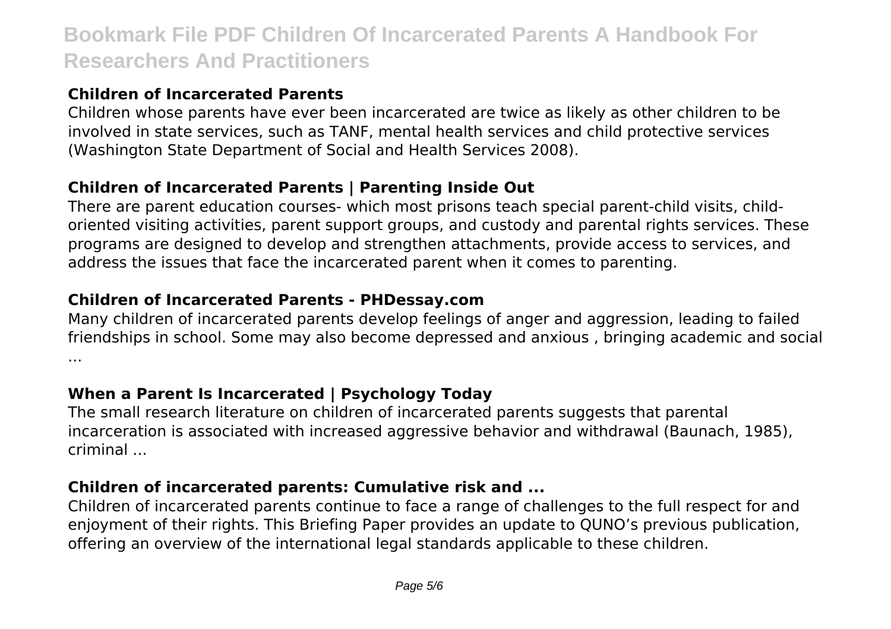### Children of Incarcerated Parents

Children whose parents have ever been incarcerated are twice as likely as other children to be involved in state services, such as TANF, mental health services and child protective services (Washington State Department of Social and Health Services 2008).

### Children of Incarcerated Parents | Parenting Inside Out

There are parent education courses- which most prisons teach special parent-child visits, child-oriented visiting activities, parent support groups, and custody and parental rights services. These programs are designed to develop and strengthen attachments, provide access to services, and address the issues that face the incarcerated parent when it comes to parenting.

### Children of Incarcerated Parents - PHDessay.com

Many children of incarcerated parents develop feelings of anger and aggression, leading to failed friendships in school. Some may also become depressed and anxious , bringing academic and social ...

### When a Parent Is Incarcerated | Psychology Today

The small research literature on children of incarcerated parents suggests that parental incarceration is associated with increased aggressive behavior and withdrawal (Baunach, 1985), criminal ...

### Children of incarcerated parents: Cumulative risk and ...

Children of incarcerated parents continue to face a range of challenges to the full respect for and enjoyment of their rights. This Briefing Paper provides an update to QUNO's previous publication, offering an overview of the international legal standards applicable to these children.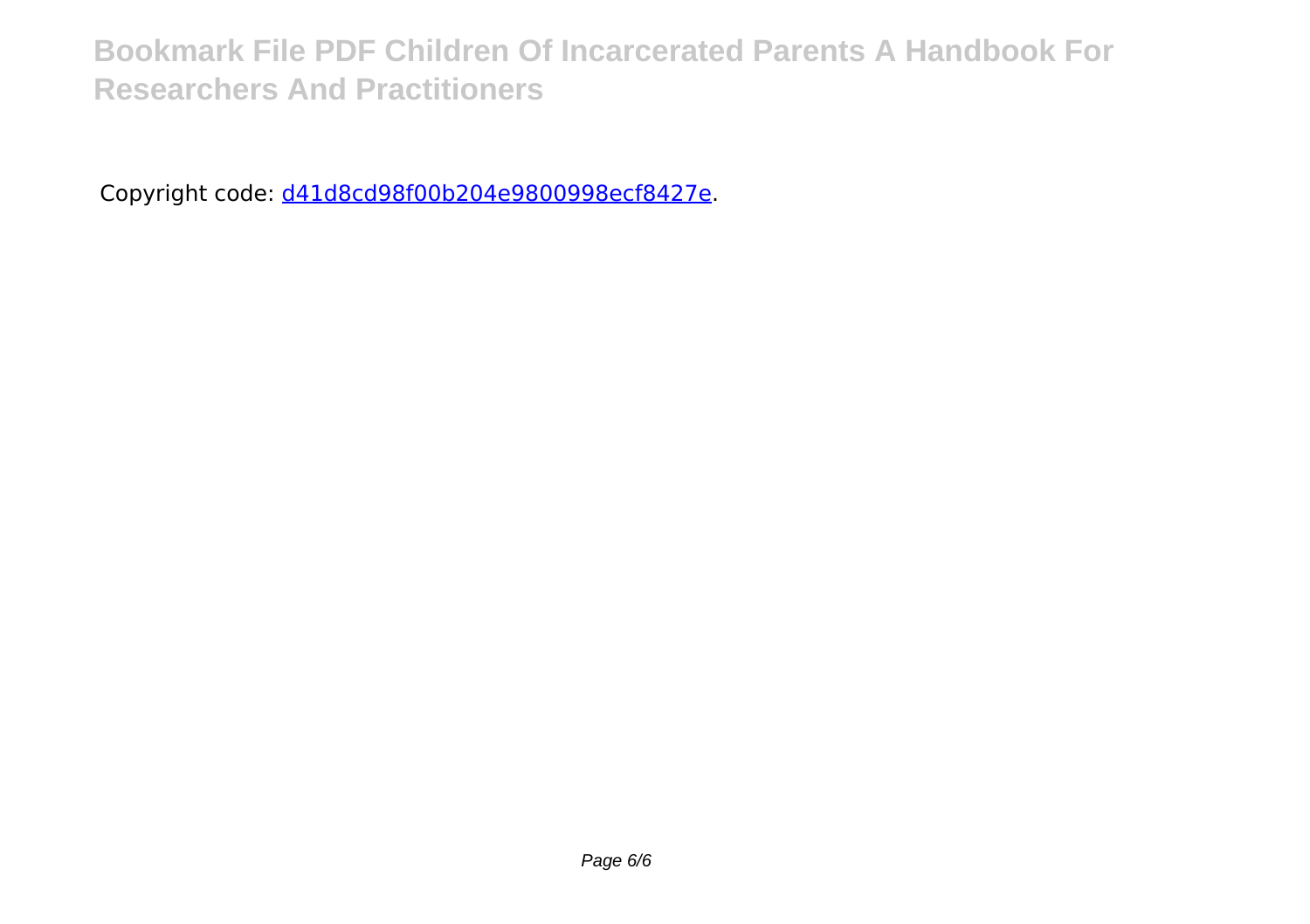Copyright code: [d41d8cd98f00b204e9800998ecf8427e](d41d8cd98f00b204e9800998ecf8427e).